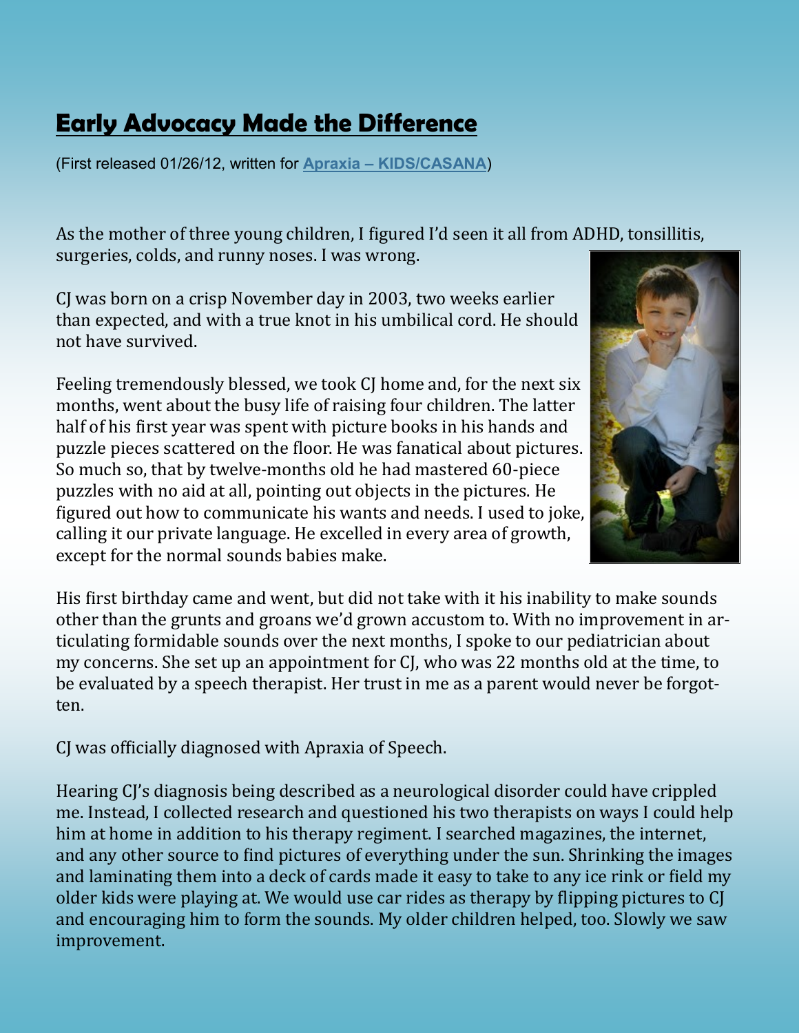# Early Advocacy Made the Difference

(First released 01/26/12, written for **Apraxia – KIDS/CASANA**)

As the mother of three young children, I figured I'd seen it all from ADHD, tonsillitis, surgeries, colds, and runny noses. I was wrong.

CJ was born on a crisp November day in 2003, two weeks earlier than expected, and with a true knot in his umbilical cord. He should not have survived.

Feeling tremendously blessed, we took CJ home and, for the next six months, went about the busy life of raising four children. The latter half of his first year was spent with picture books in his hands and puzzle pieces scattered on the floor. He was fanatical about pictures. So much so, that by twelve-months old he had mastered 60-piece puzzles with no aid at all, pointing out objects in the pictures. He figured out how to communicate his wants and needs. I used to joke, calling it our private language. He excelled in every area of growth, except for the normal sounds babies make.

His first birthday came and went, but did not take with it his inability to make sounds other than the grunts and groans we'd grown accustom to. With no improvement in articulating formidable sounds over the next months, I spoke to our pediatrician about my concerns. She set up an appointment for CJ, who was 22 months old at the time, to be evaluated by a speech therapist. Her trust in me as a parent would never be forgotten.

CJ was officially diagnosed with Apraxia of Speech.

Hearing CJ's diagnosis being described as a neurological disorder could have crippled me. Instead, I collected research and questioned his two therapists on ways I could help him at home in addition to his therapy regiment. I searched magazines, the internet, and any other source to find pictures of everything under the sun. Shrinking the images and laminating them into a deck of cards made it easy to take to any ice rink or field my older kids were playing at. We would use car rides as therapy by flipping pictures to CJ and encouraging him to form the sounds. My older children helped, too. Slowly we saw improvement.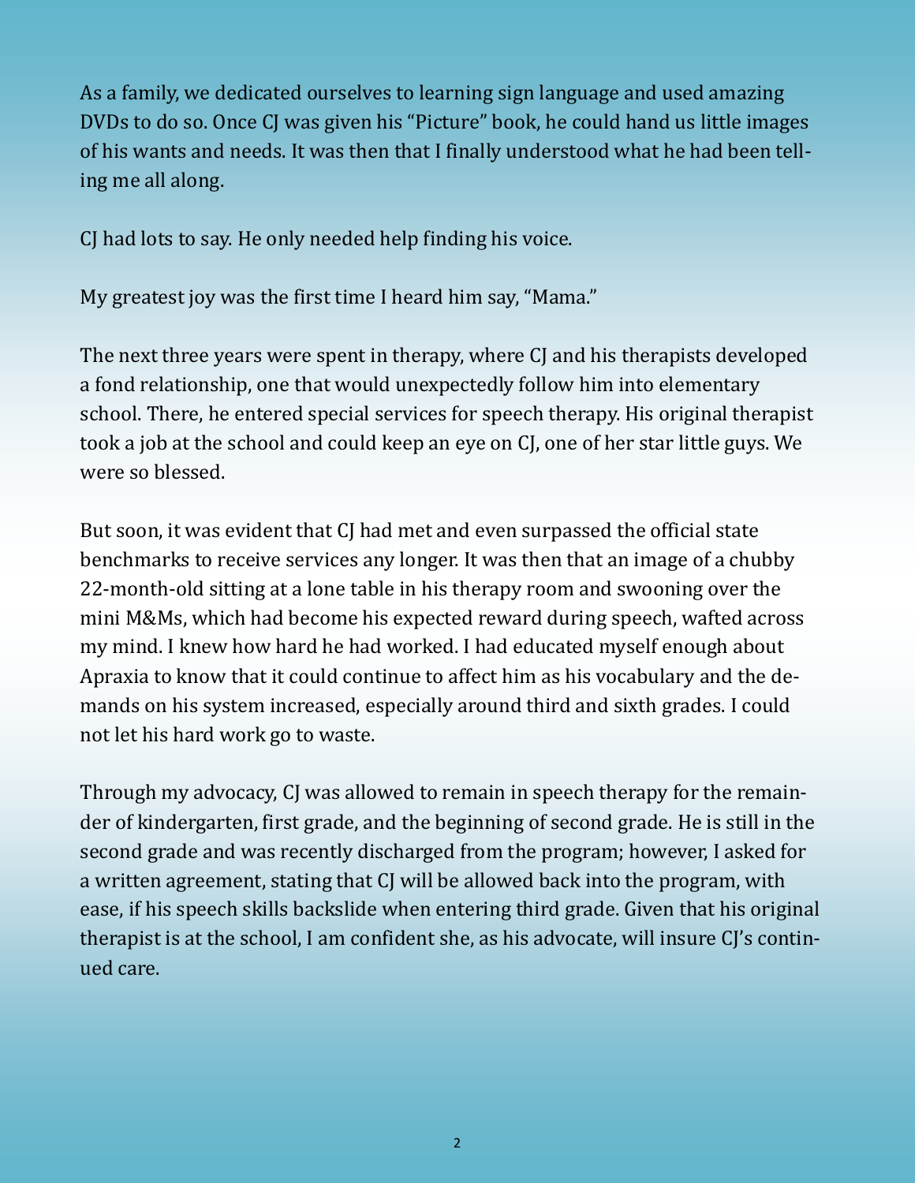As a family, we dedicated ourselves to learning sign language and used amazing DVDs to do so. Once CJ was given his "Picture" book, he could hand us little images of his wants and needs. It was then that I finally understood what he had been telling me all along.

CJ had lots to say. He only needed help finding his voice.

My greatest joy was the first time I heard him say, "Mama."

The next three years were spent in therapy, where CJ and his therapists developed a fond relationship, one that would unexpectedly follow him into elementary school. There, he entered special services for speech therapy. His original therapist took a job at the school and could keep an eye on CJ, one of her star little guys. We were so blessed.

But soon, it was evident that CJ had met and even surpassed the official state benchmarks to receive services any longer. It was then that an image of a chubby 22-month-old sitting at a lone table in his therapy room and swooning over the mini M&Ms, which had become his expected reward during speech, wafted across my mind. I knew how hard he had worked. I had educated myself enough about Apraxia to know that it could continue to affect him as his vocabulary and the demands on his system increased, especially around third and sixth grades. I could not let his hard work go to waste.

Through my advocacy, CJ was allowed to remain in speech therapy for the remainder of kindergarten, first grade, and the beginning of second grade. He is still in the second grade and was recently discharged from the program; however, I asked for a written agreement, stating that CJ will be allowed back into the program, with ease, if his speech skills backslide when entering third grade. Given that his original therapist is at the school, I am confident she, as his advocate, will insure CJ's continued care.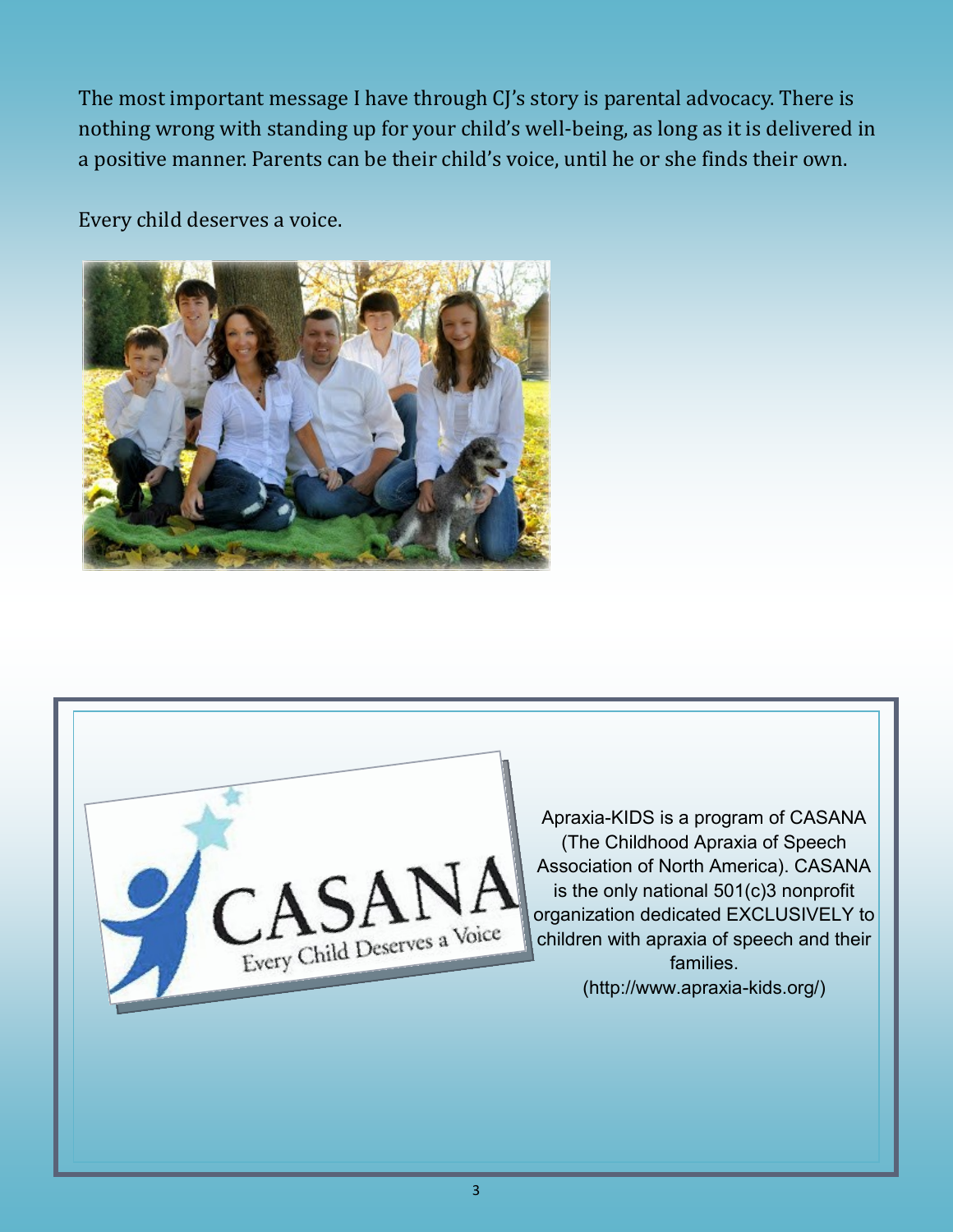The most important message I have through CJ's story is parental advocacy. There is nothing wrong with standing up for your child's well-being, as long as it is delivered in a positive manner. Parents can be their child's voice, until he or she finds their own.

Every child deserves a voice.

Apraxia-KIDS is a program of CASANA (The Childhood Apraxia of Speech Association of North America). CASANA is the only national 501(c)3 nonprofit organization dedicated EXCLUSIVELY to children with apraxia of speech and their families. (http://www.apraxia-kids.org/)